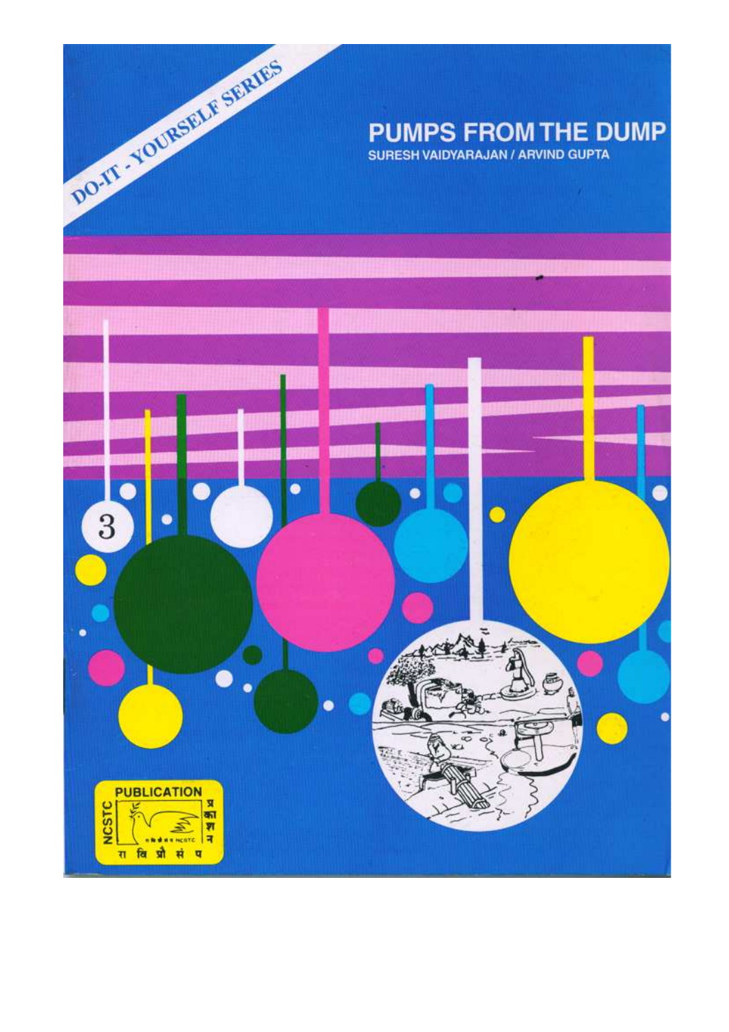DO-IT - YOURSELF SERIES

# PUMPS FROM THE DUMP

SURESH VAIDYARAJAN / ARVIND GUPTA

3

PUBLICATION

NCSTC

प्रकाशन

रा वि प्रौ सं प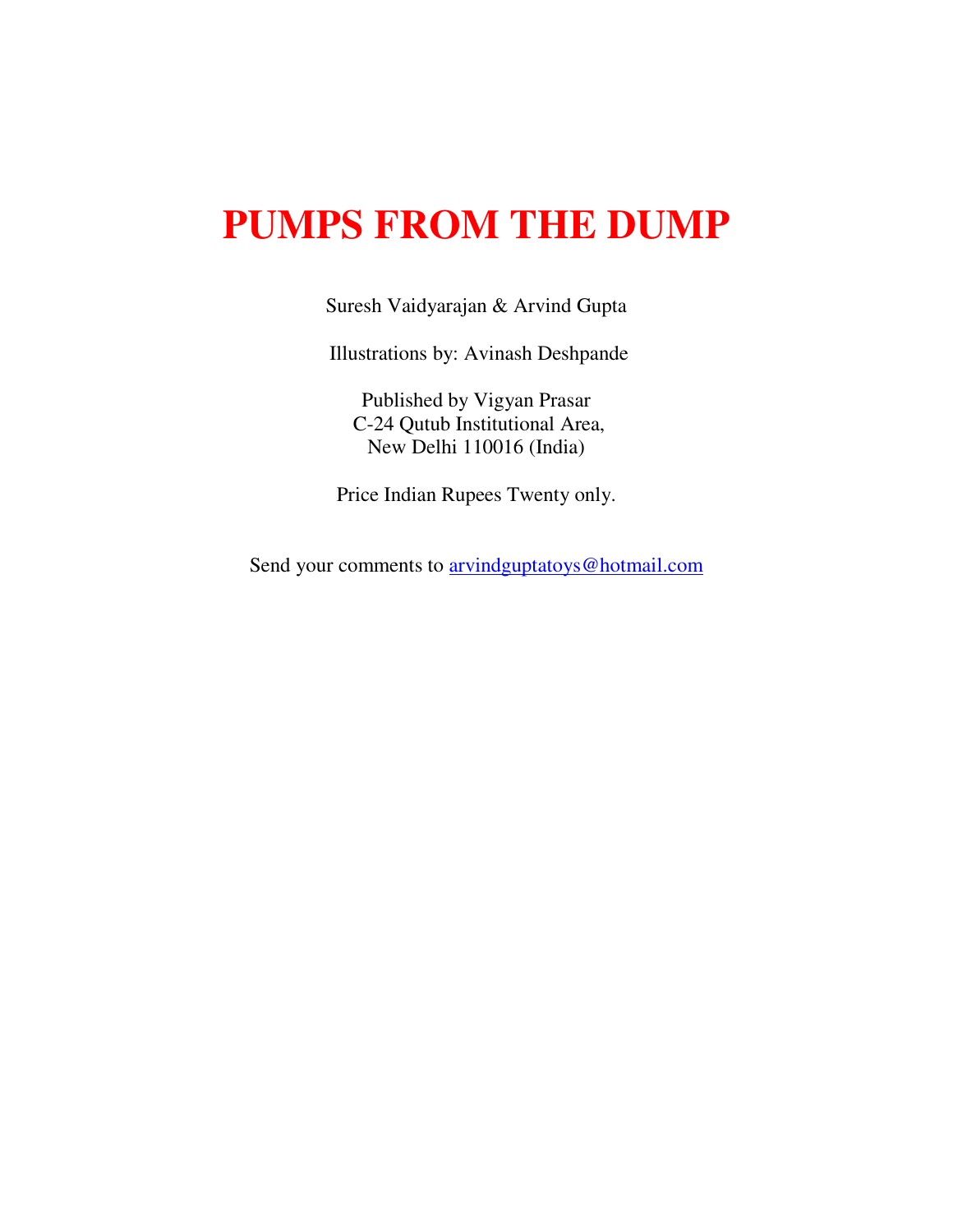# PUMPS FROM THE DUMP

Suresh Vaidyarajan & Arvind Gupta

Illustrations by: Avinash Deshpande

Published by Vigyan Prasar
C-24 Qutub Institutional Area,
New Delhi 110016 (India)

Price Indian Rupees Twenty only.

Send your comments to arvindguptatoys@hotmail.com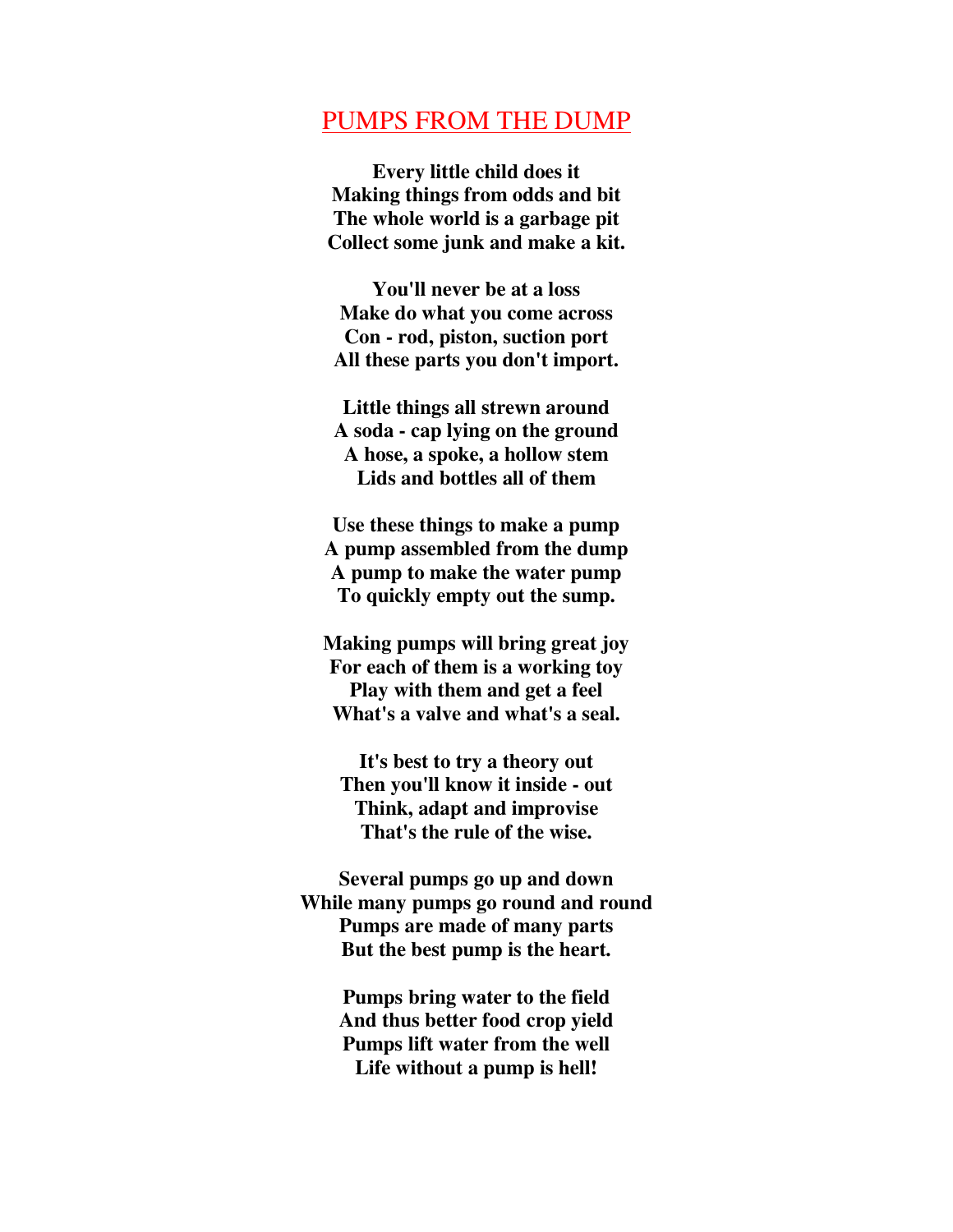# PUMPS FROM THE DUMP

**Every little child does it**
**Making things from odds and bit**
**The whole world is a garbage pit**
**Collect some junk and make a kit.**

**You'll never be at a loss**
**Make do what you come across**
**Con - rod, piston, suction port**
**All these parts you don't import.**

**Little things all strewn around**
**A soda - cap lying on the ground**
**A hose, a spoke, a hollow stem**
**Lids and bottles all of them**

**Use these things to make a pump**
**A pump assembled from the dump**
**A pump to make the water pump**
**To quickly empty out the sump.**

**Making pumps will bring great joy**
**For each of them is a working toy**
**Play with them and get a feel**
**What's a valve and what's a seal.**

**It's best to try a theory out**
**Then you'll know it inside - out**
**Think, adapt and improvise**
**That's the rule of the wise.**

**Several pumps go up and down**
**While many pumps go round and round**
**Pumps are made of many parts**
**But the best pump is the heart.**

**Pumps bring water to the field**
**And thus better food crop yield**
**Pumps lift water from the well**
**Life without a pump is hell!**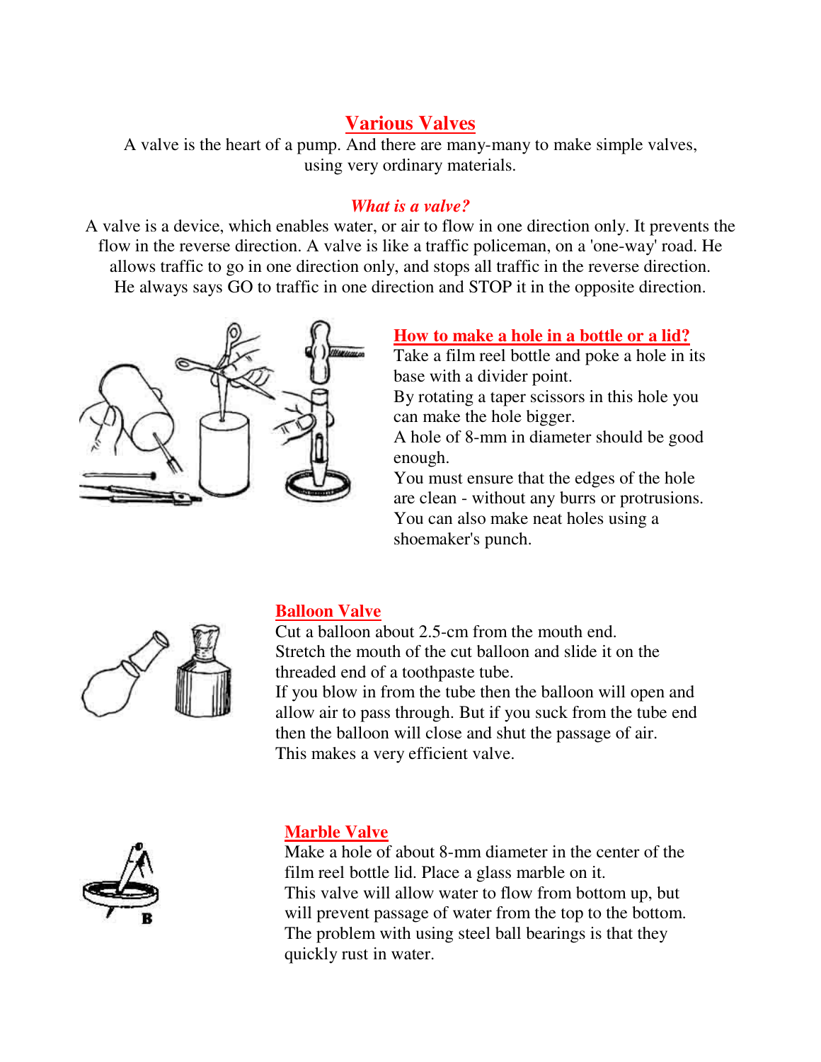# Various Valves

A valve is the heart of a pump. And there are many-many to make simple valves, using very ordinary materials.

### *What is a valve?*

A valve is a device, which enables water, or air to flow in one direction only. It prevents the flow in the reverse direction. A valve is like a traffic policeman, on a 'one-way' road. He allows traffic to go in one direction only, and stops all traffic in the reverse direction. He always says GO to traffic in one direction and STOP it in the opposite direction.

## How to make a hole in a bottle or a lid?

Take a film reel bottle and poke a hole in its base with a divider point.
By rotating a taper scissors in this hole you can make the hole bigger.
A hole of 8-mm in diameter should be good enough.
You must ensure that the edges of the hole are clean - without any burrs or protrusions.
You can also make neat holes using a shoemaker's punch.

## Balloon Valve

Cut a balloon about 2.5-cm from the mouth end.
Stretch the mouth of the cut balloon and slide it on the threaded end of a toothpaste tube.
If you blow in from the tube then the balloon will open and allow air to pass through. But if you suck from the tube end then the balloon will close and shut the passage of air.
This makes a very efficient valve.

## Marble Valve

Make a hole of about 8-mm diameter in the center of the film reel bottle lid. Place a glass marble on it.
This valve will allow water to flow from bottom up, but will prevent passage of water from the top to the bottom.
The problem with using steel ball bearings is that they quickly rust in water.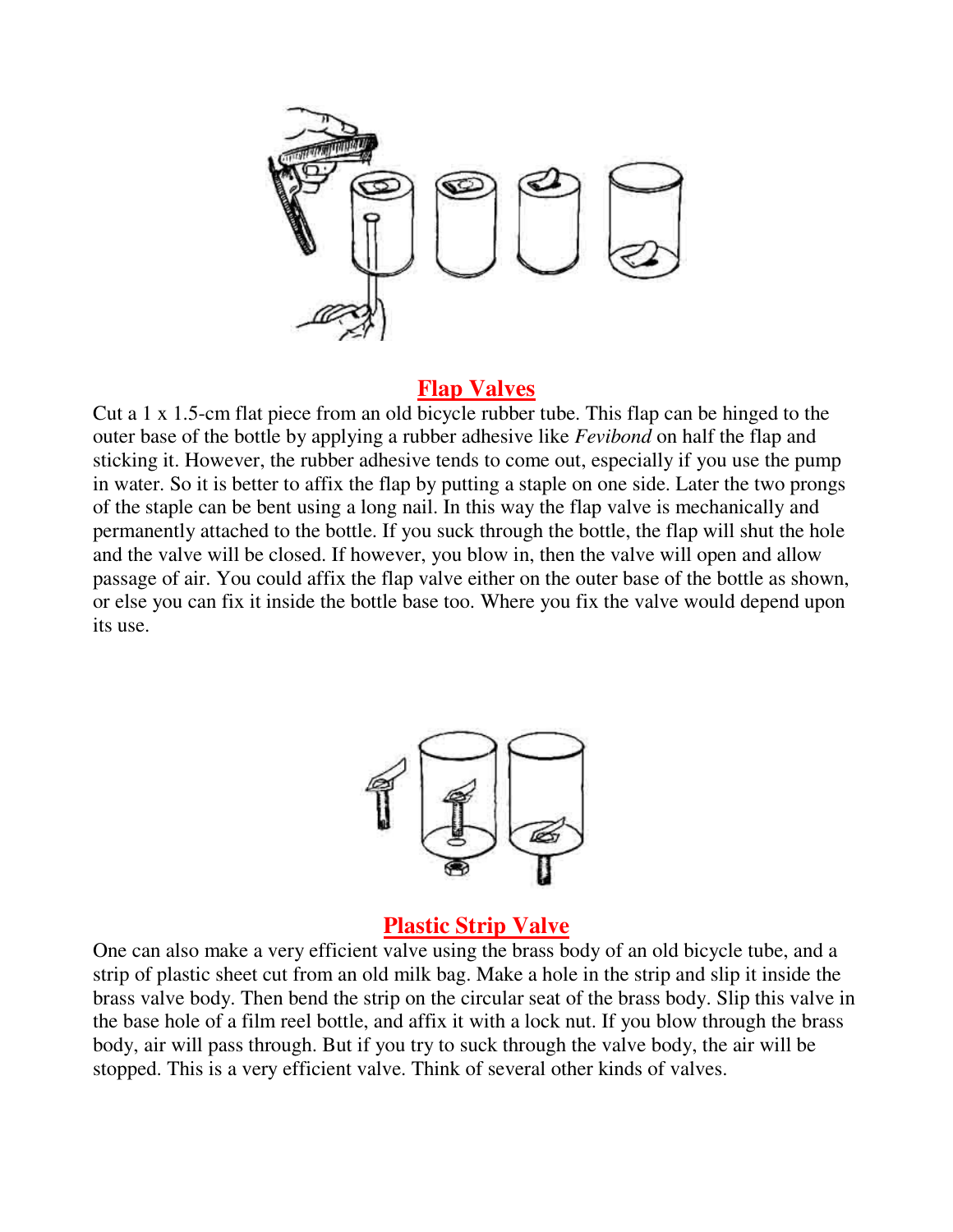## Flap Valves

Cut a 1 x 1.5-cm flat piece from an old bicycle rubber tube. This flap can be hinged to the outer base of the bottle by applying a rubber adhesive like *Fevibond* on half the flap and sticking it. However, the rubber adhesive tends to come out, especially if you use the pump in water. So it is better to affix the flap by putting a staple on one side. Later the two prongs of the staple can be bent using a long nail. In this way the flap valve is mechanically and permanently attached to the bottle. If you suck through the bottle, the flap will shut the hole and the valve will be closed. If however, you blow in, then the valve will open and allow passage of air. You could affix the flap valve either on the outer base of the bottle as shown, or else you can fix it inside the bottle base too. Where you fix the valve would depend upon its use.

## Plastic Strip Valve

One can also make a very efficient valve using the brass body of an old bicycle tube, and a strip of plastic sheet cut from an old milk bag. Make a hole in the strip and slip it inside the brass valve body. Then bend the strip on the circular seat of the brass body. Slip this valve in the base hole of a film reel bottle, and affix it with a lock nut. If you blow through the brass body, air will pass through. But if you try to suck through the valve body, the air will be stopped. This is a very efficient valve. Think of several other kinds of valves.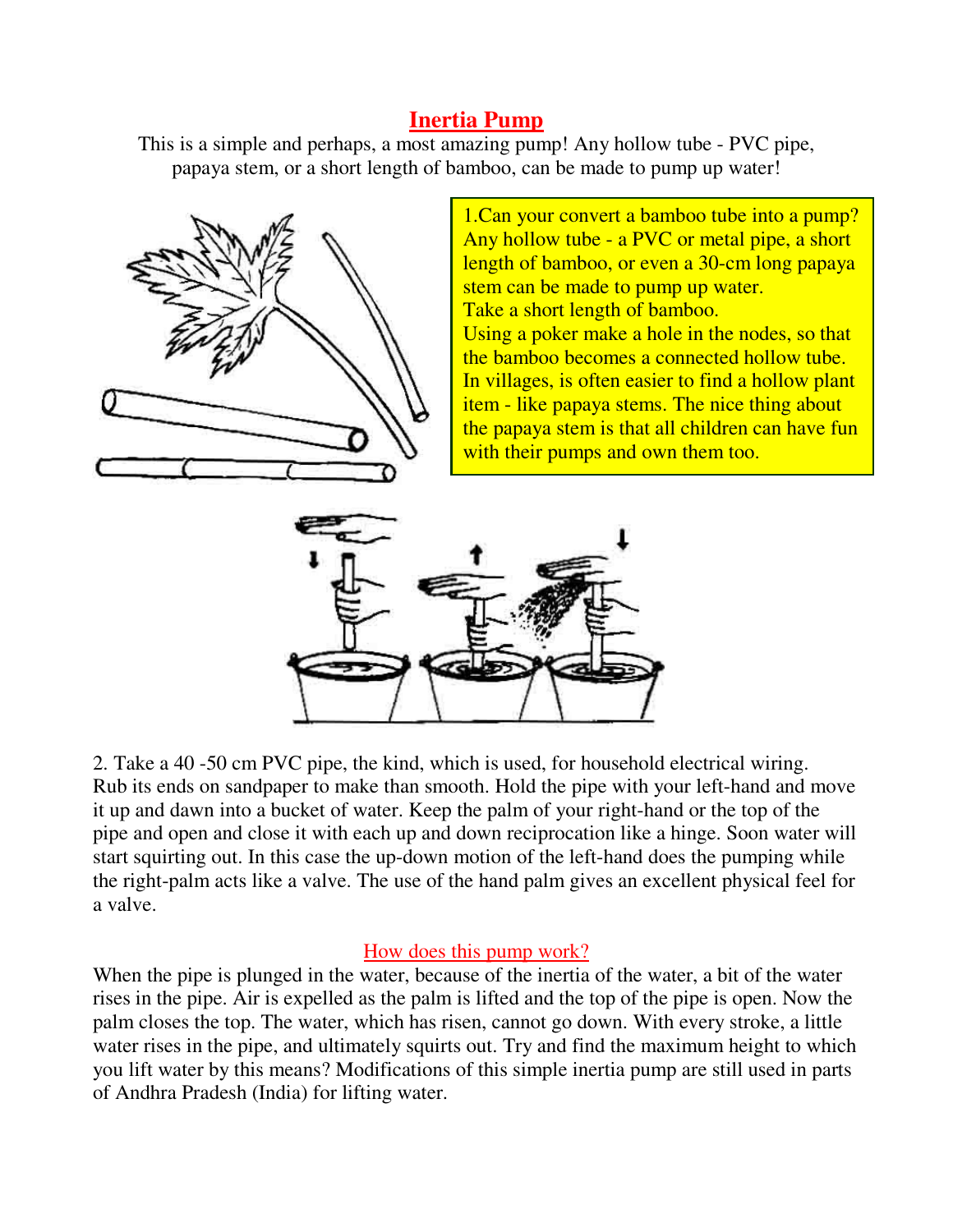# Inertia Pump

This is a simple and perhaps, a most amazing pump! Any hollow tube - PVC pipe, papaya stem, or a short length of bamboo, can be made to pump up water!

1.Can your convert a bamboo tube into a pump? Any hollow tube - a PVC or metal pipe, a short length of bamboo, or even a 30-cm long papaya stem can be made to pump up water.
Take a short length of bamboo.
Using a poker make a hole in the nodes, so that the bamboo becomes a connected hollow tube.
In villages, is often easier to find a hollow plant item - like papaya stems. The nice thing about the papaya stem is that all children can have fun with their pumps and own them too.

2. Take a 40 -50 cm PVC pipe, the kind, which is used, for household electrical wiring. Rub its ends on sandpaper to make than smooth. Hold the pipe with your left-hand and move it up and dawn into a bucket of water. Keep the palm of your right-hand or the top of the pipe and open and close it with each up and down reciprocation like a hinge. Soon water will start squirting out. In this case the up-down motion of the left-hand does the pumping while the right-palm acts like a valve. The use of the hand palm gives an excellent physical feel for a valve.

## How does this pump work?

When the pipe is plunged in the water, because of the inertia of the water, a bit of the water rises in the pipe. Air is expelled as the palm is lifted and the top of the pipe is open. Now the palm closes the top. The water, which has risen, cannot go down. With every stroke, a little water rises in the pipe, and ultimately squirts out. Try and find the maximum height to which you lift water by this means? Modifications of this simple inertia pump are still used in parts of Andhra Pradesh (India) for lifting water.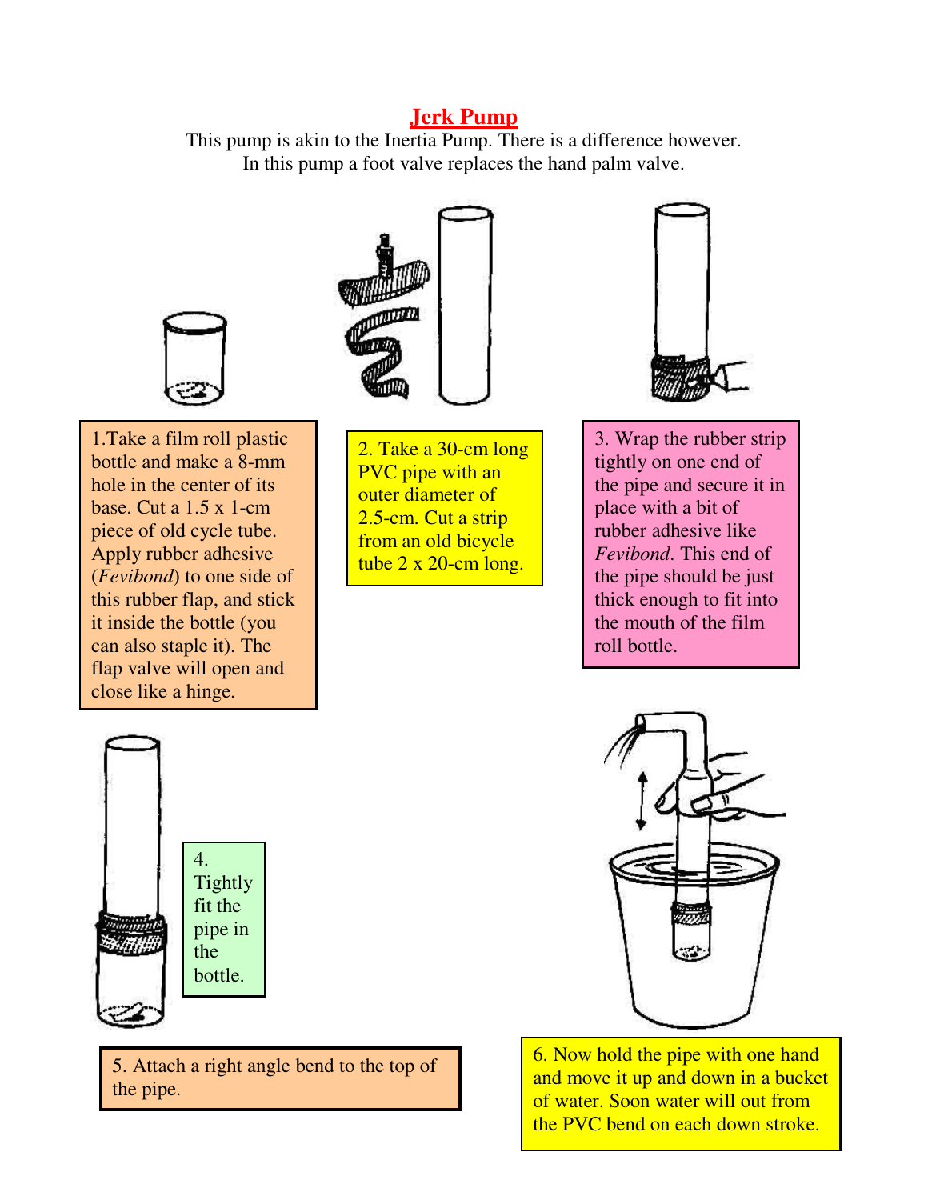# Jerk Pump

This pump is akin to the Inertia Pump. There is a difference however. In this pump a foot valve replaces the hand palm valve.

1.Take a film roll plastic bottle and make a 8-mm hole in the center of its base. Cut a 1.5 x 1-cm piece of old cycle tube. Apply rubber adhesive (*Fevibond*) to one side of this rubber flap, and stick it inside the bottle (you can also staple it). The flap valve will open and close like a hinge.

2. Take a 30-cm long PVC pipe with an outer diameter of 2.5-cm. Cut a strip from an old bicycle tube 2 x 20-cm long.

3. Wrap the rubber strip tightly on one end of the pipe and secure it in place with a bit of rubber adhesive like *Fevibond*. This end of the pipe should be just thick enough to fit into the mouth of the film roll bottle.

4. Tightly fit the pipe in the bottle.

5. Attach a right angle bend to the top of the pipe.

6. Now hold the pipe with one hand and move it up and down in a bucket of water. Soon water will out from the PVC bend on each down stroke.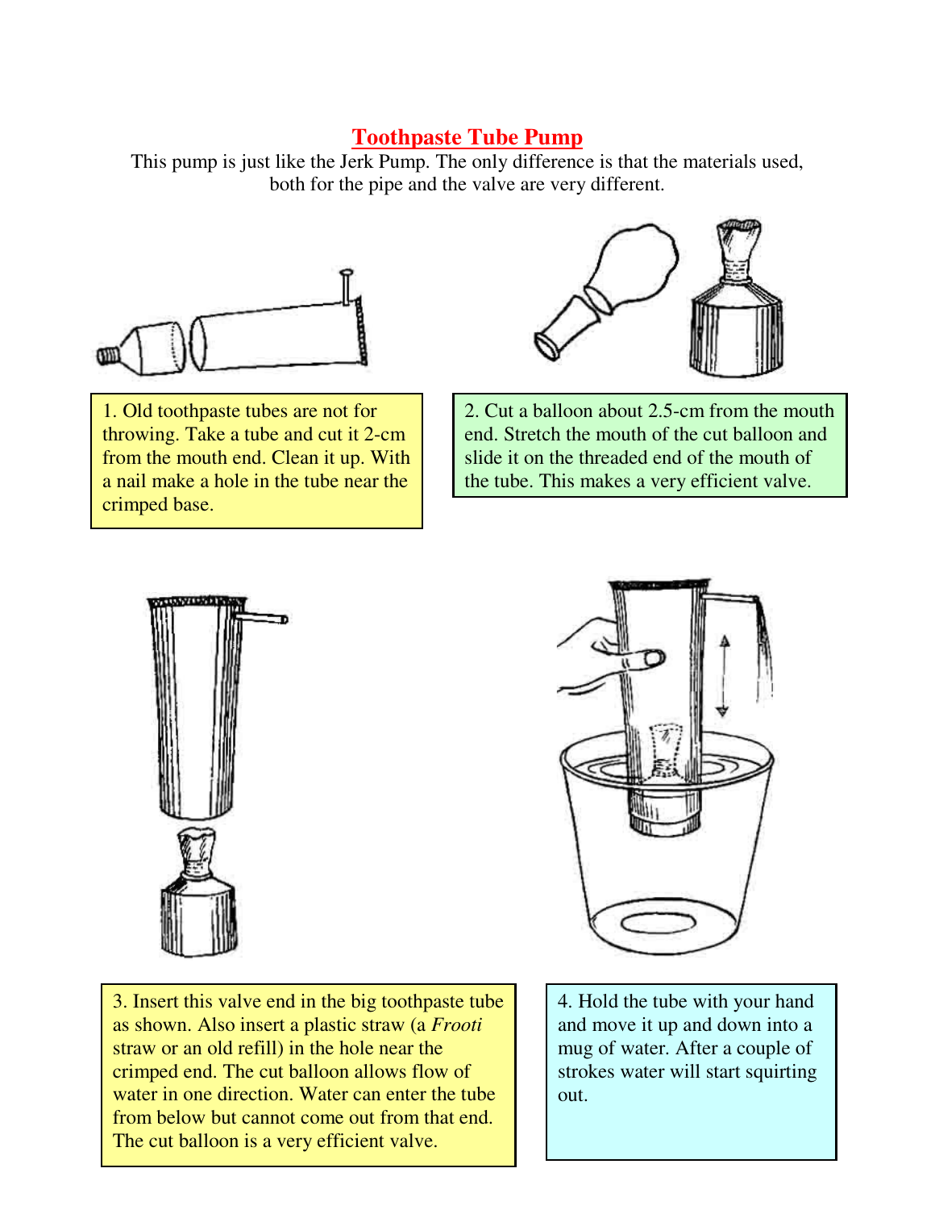# Toothpaste Tube Pump

This pump is just like the Jerk Pump. The only difference is that the materials used, both for the pipe and the valve are very different.

1. Old toothpaste tubes are not for throwing. Take a tube and cut it 2-cm from the mouth end. Clean it up. With a nail make a hole in the tube near the crimped base.

2. Cut a balloon about 2.5-cm from the mouth end. Stretch the mouth of the cut balloon and slide it on the threaded end of the mouth of the tube. This makes a very efficient valve.

3. Insert this valve end in the big toothpaste tube as shown. Also insert a plastic straw (a *Frooti* straw or an old refill) in the hole near the crimped end. The cut balloon allows flow of water in one direction. Water can enter the tube from below but cannot come out from that end. The cut balloon is a very efficient valve.

4. Hold the tube with your hand and move it up and down into a mug of water. After a couple of strokes water will start squirting out.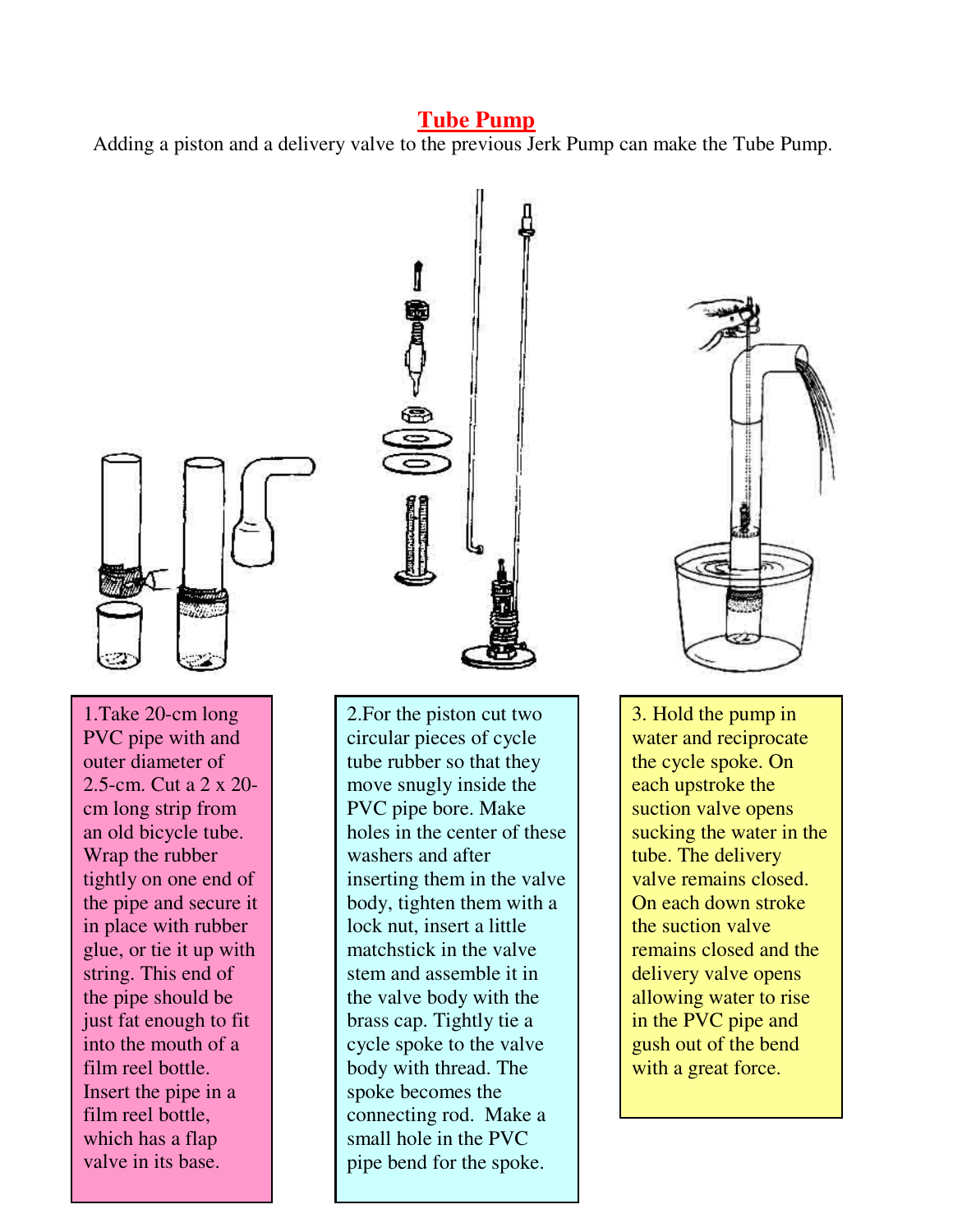# Tube Pump

Adding a piston and a delivery valve to the previous Jerk Pump can make the Tube Pump.

1.Take 20-cm long PVC pipe with and outer diameter of 2.5-cm. Cut a 2 x 20-cm long strip from an old bicycle tube. Wrap the rubber tightly on one end of the pipe and secure it in place with rubber glue, or tie it up with string. This end of the pipe should be just fat enough to fit into the mouth of a film reel bottle. Insert the pipe in a film reel bottle, which has a flap valve in its base.

2.For the piston cut two circular pieces of cycle tube rubber so that they move snugly inside the PVC pipe bore. Make holes in the center of these washers and after inserting them in the valve body, tighten them with a lock nut, insert a little matchstick in the valve stem and assemble it in the valve body with the brass cap. Tightly tie a cycle spoke to the valve body with thread. The spoke becomes the connecting rod. Make a small hole in the PVC pipe bend for the spoke.

3. Hold the pump in water and reciprocate the cycle spoke. On each upstroke the suction valve opens sucking the water in the tube. The delivery valve remains closed. On each down stroke the suction valve remains closed and the delivery valve opens allowing water to rise in the PVC pipe and gush out of the bend with a great force.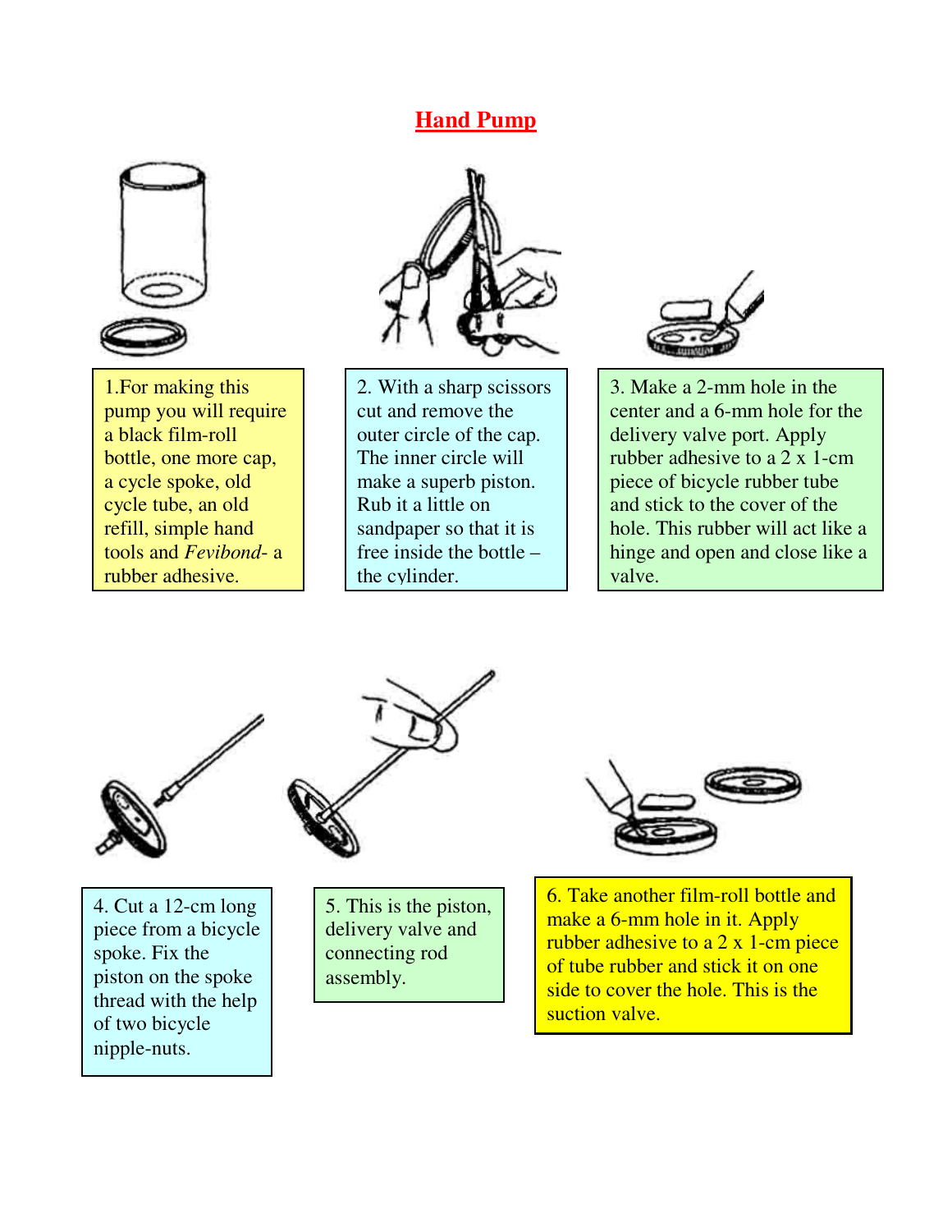# Hand Pump

1.For making this pump you will require a black film-roll bottle, one more cap, a cycle spoke, old cycle tube, an old refill, simple hand tools and *Fevibond*- a rubber adhesive.

2. With a sharp scissors cut and remove the outer circle of the cap. The inner circle will make a superb piston. Rub it a little on sandpaper so that it is free inside the bottle – the cylinder.

3. Make a 2-mm hole in the center and a 6-mm hole for the delivery valve port. Apply rubber adhesive to a 2 x 1-cm piece of bicycle rubber tube and stick to the cover of the hole. This rubber will act like a hinge and open and close like a valve.

4. Cut a 12-cm long piece from a bicycle spoke. Fix the piston on the spoke thread with the help of two bicycle nipple-nuts.

5. This is the piston, delivery valve and connecting rod assembly.

6. Take another film-roll bottle and make a 6-mm hole in it. Apply rubber adhesive to a 2 x 1-cm piece of tube rubber and stick it on one side to cover the hole. This is the suction valve.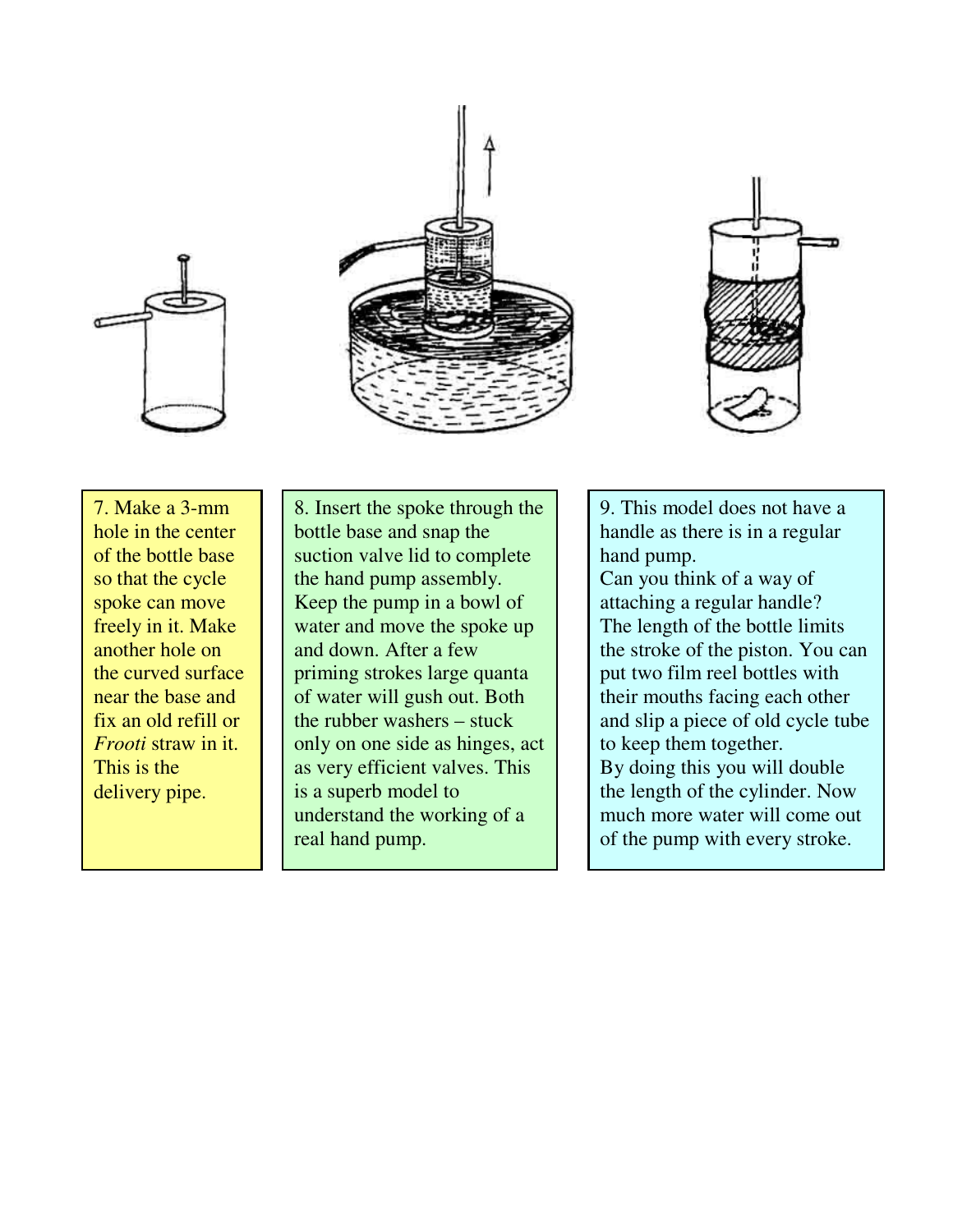7. Make a 3-mm hole in the center of the bottle base so that the cycle spoke can move freely in it. Make another hole on the curved surface near the base and fix an old refill or *Frooti* straw in it. This is the delivery pipe.

8. Insert the spoke through the bottle base and snap the suction valve lid to complete the hand pump assembly. Keep the pump in a bowl of water and move the spoke up and down. After a few priming strokes large quanta of water will gush out. Both the rubber washers – stuck only on one side as hinges, act as very efficient valves. This is a superb model to understand the working of a real hand pump.

9. This model does not have a handle as there is in a regular hand pump.
Can you think of a way of attaching a regular handle?
The length of the bottle limits the stroke of the piston. You can put two film reel bottles with their mouths facing each other and slip a piece of old cycle tube to keep them together.
By doing this you will double the length of the cylinder. Now much more water will come out of the pump with every stroke.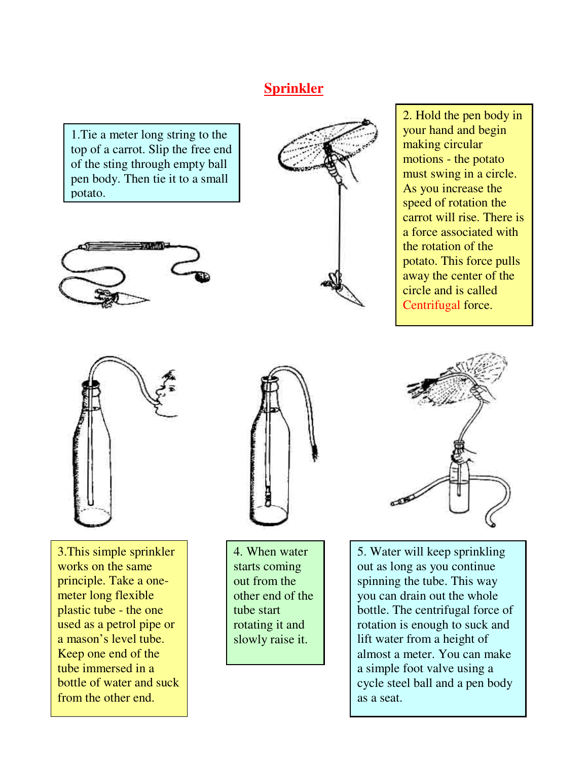# Sprinkler

1.Tie a meter long string to the top of a carrot. Slip the free end of the sting through empty ball pen body. Then tie it to a small potato.

2. Hold the pen body in your hand and begin making circular motions - the potato must swing in a circle. As you increase the speed of rotation the carrot will rise. There is a force associated with the rotation of the potato. This force pulls away the center of the circle and is called Centrifugal force.

3.This simple sprinkler works on the same principle. Take a one-meter long flexible plastic tube - the one used as a petrol pipe or a mason's level tube. Keep one end of the tube immersed in a bottle of water and suck from the other end.

4. When water starts coming out from the other end of the tube start rotating it and slowly raise it.

5. Water will keep sprinkling out as long as you continue spinning the tube. This way you can drain out the whole bottle. The centrifugal force of rotation is enough to suck and lift water from a height of almost a meter. You can make a simple foot valve using a cycle steel ball and a pen body as a seat.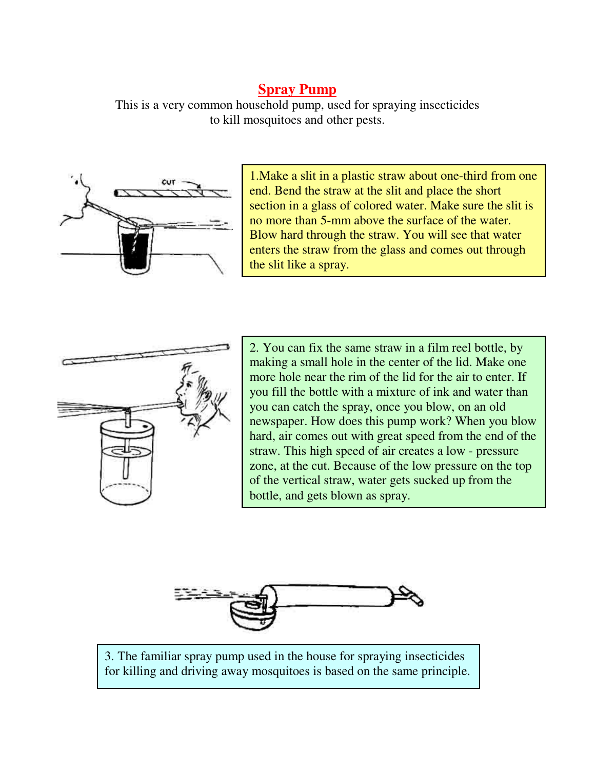# Spray Pump

This is a very common household pump, used for spraying insecticides to kill mosquitoes and other pests.

1.Make a slit in a plastic straw about one-third from one end. Bend the straw at the slit and place the short section in a glass of colored water. Make sure the slit is no more than 5-mm above the surface of the water. Blow hard through the straw. You will see that water enters the straw from the glass and comes out through the slit like a spray.

2. You can fix the same straw in a film reel bottle, by making a small hole in the center of the lid. Make one more hole near the rim of the lid for the air to enter. If you fill the bottle with a mixture of ink and water than you can catch the spray, once you blow, on an old newspaper. How does this pump work? When you blow hard, air comes out with great speed from the end of the straw. This high speed of air creates a low - pressure zone, at the cut. Because of the low pressure on the top of the vertical straw, water gets sucked up from the bottle, and gets blown as spray.

3. The familiar spray pump used in the house for spraying insecticides for killing and driving away mosquitoes is based on the same principle.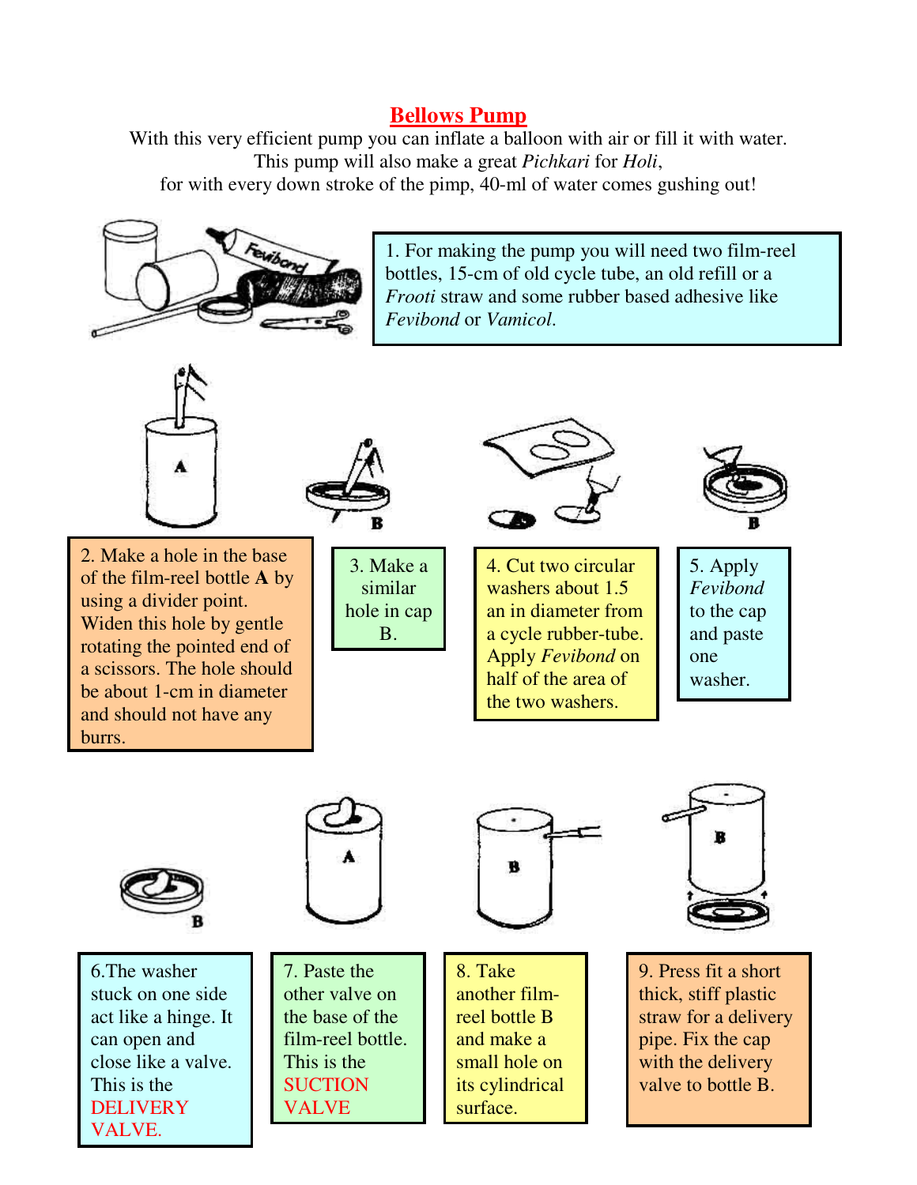## Bellows Pump

With this very efficient pump you can inflate a balloon with air or fill it with water. This pump will also make a great *Pichkari* for *Holi*, for with every down stroke of the pimp, 40-ml of water comes gushing out!

1. For making the pump you will need two film-reel bottles, 15-cm of old cycle tube, an old refill or a *Frooti* straw and some rubber based adhesive like *Fevibond* or *Vamicol*.

2. Make a hole in the base of the film-reel bottle **A** by using a divider point. Widen this hole by gentle rotating the pointed end of a scissors. The hole should be about 1-cm in diameter and should not have any burrs.

3. Make a similar hole in cap B.

4. Cut two circular washers about 1.5 an in diameter from a cycle rubber-tube. Apply *Fevibond* on half of the area of the two washers.

5. Apply *Fevibond* to the cap and paste one washer.

6. The washer stuck on one side act like a hinge. It can open and close like a valve. This is the DELIVERY VALVE.

7. Paste the other valve on the base of the film-reel bottle. This is the SUCTION VALVE

8. Take another film-reel bottle B and make a small hole on its cylindrical surface.

9. Press fit a short thick, stiff plastic straw for a delivery pipe. Fix the cap with the delivery valve to bottle B.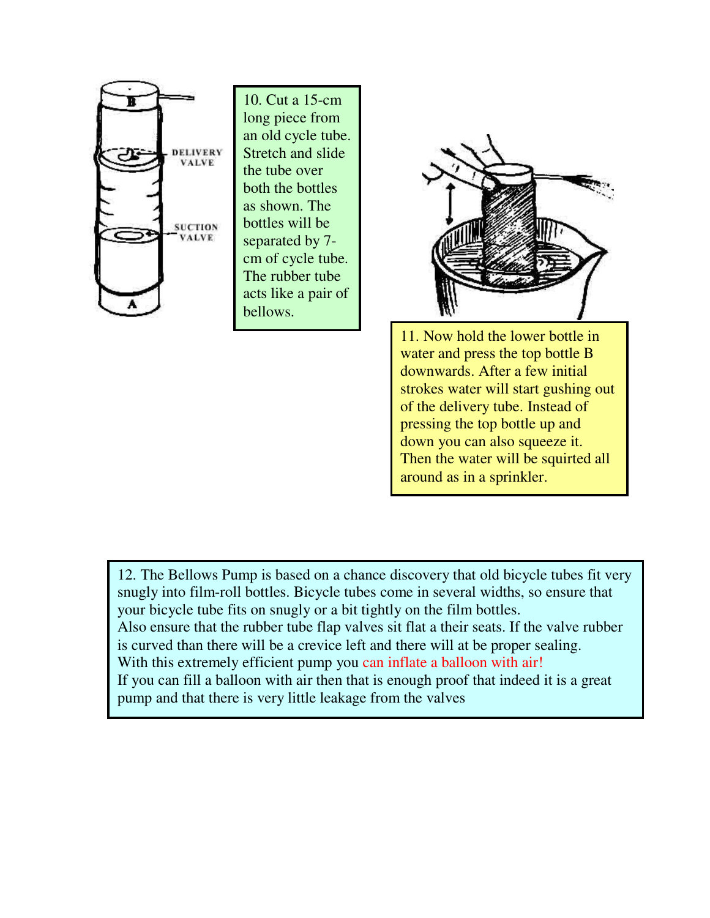10. Cut a 15-cm long piece from an old cycle tube. Stretch and slide the tube over both the bottles as shown. The bottles will be separated by 7-cm of cycle tube. The rubber tube acts like a pair of bellows.

11. Now hold the lower bottle in water and press the top bottle B downwards. After a few initial strokes water will start gushing out of the delivery tube. Instead of pressing the top bottle up and down you can also squeeze it. Then the water will be squirted all around as in a sprinkler.

12. The Bellows Pump is based on a chance discovery that old bicycle tubes fit very snugly into film-roll bottles. Bicycle tubes come in several widths, so ensure that your bicycle tube fits on snugly or a bit tightly on the film bottles.
Also ensure that the rubber tube flap valves sit flat a their seats. If the valve rubber is curved than there will be a crevice left and there will at be proper sealing.
With this extremely efficient pump you can inflate a balloon with air!
If you can fill a balloon with air then that is enough proof that indeed it is a great pump and that there is very little leakage from the valves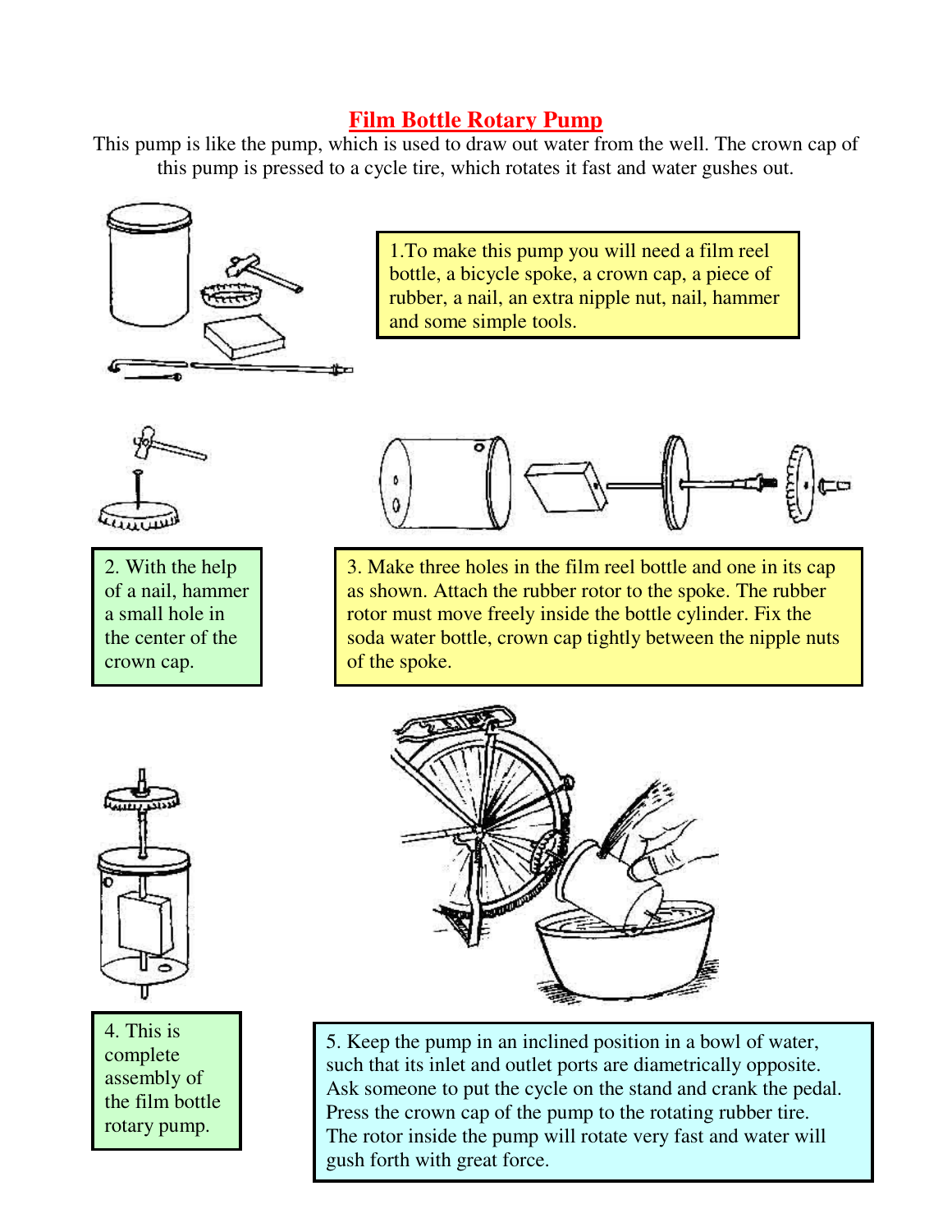# Film Bottle Rotary Pump

This pump is like the pump, which is used to draw out water from the well. The crown cap of this pump is pressed to a cycle tire, which rotates it fast and water gushes out.

1.To make this pump you will need a film reel bottle, a bicycle spoke, a crown cap, a piece of rubber, a nail, an extra nipple nut, nail, hammer and some simple tools.

2. With the help of a nail, hammer a small hole in the center of the crown cap.

3. Make three holes in the film reel bottle and one in its cap as shown. Attach the rubber rotor to the spoke. The rubber rotor must move freely inside the bottle cylinder. Fix the soda water bottle, crown cap tightly between the nipple nuts of the spoke.

4. This is complete assembly of the film bottle rotary pump.

5. Keep the pump in an inclined position in a bowl of water, such that its inlet and outlet ports are diametrically opposite. Ask someone to put the cycle on the stand and crank the pedal. Press the crown cap of the pump to the rotating rubber tire. The rotor inside the pump will rotate very fast and water will gush forth with great force.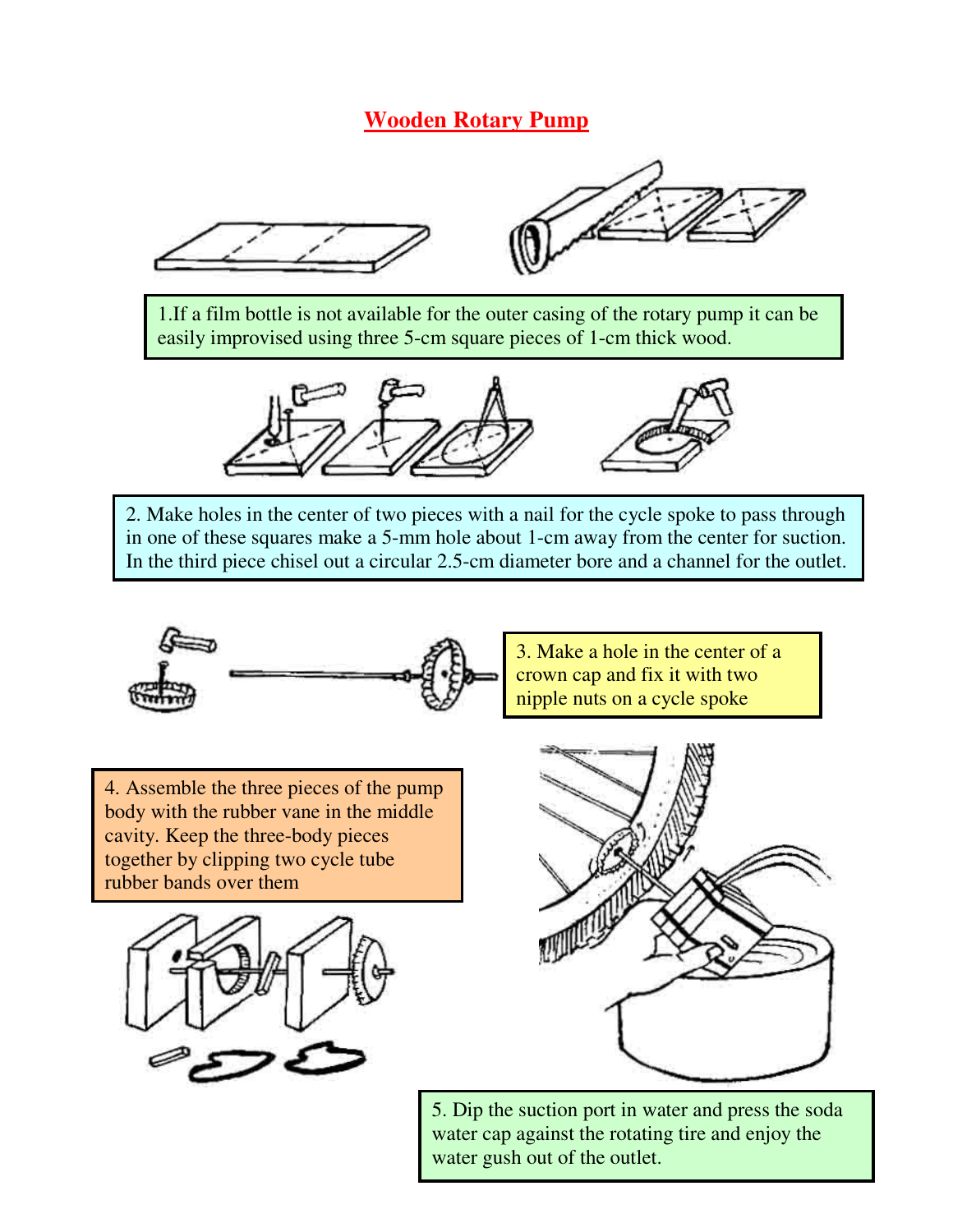# Wooden Rotary Pump

1.If a film bottle is not available for the outer casing of the rotary pump it can be easily improvised using three 5-cm square pieces of 1-cm thick wood.

2. Make holes in the center of two pieces with a nail for the cycle spoke to pass through in one of these squares make a 5-mm hole about 1-cm away from the center for suction. In the third piece chisel out a circular 2.5-cm diameter bore and a channel for the outlet.

3. Make a hole in the center of a crown cap and fix it with two nipple nuts on a cycle spoke

4. Assemble the three pieces of the pump body with the rubber vane in the middle cavity. Keep the three-body pieces together by clipping two cycle tube rubber bands over them

5. Dip the suction port in water and press the soda water cap against the rotating tire and enjoy the water gush out of the outlet.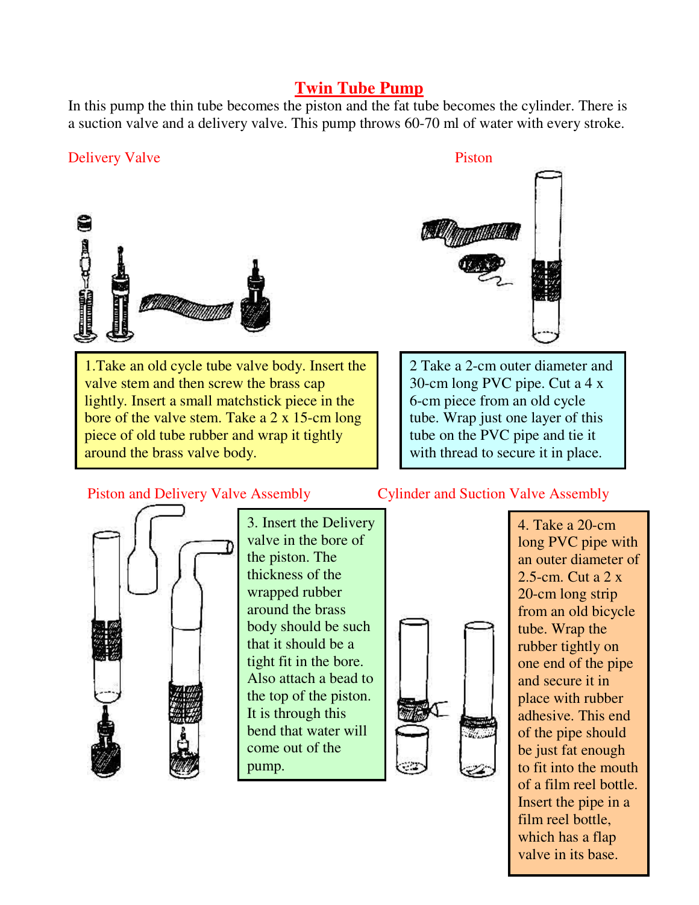# Twin Tube Pump

In this pump the thin tube becomes the piston and the fat tube becomes the cylinder. There is a suction valve and a delivery valve. This pump throws 60-70 ml of water with every stroke.

## Delivery Valve

1.Take an old cycle tube valve body. Insert the valve stem and then screw the brass cap lightly. Insert a small matchstick piece in the bore of the valve stem. Take a 2 x 15-cm long piece of old tube rubber and wrap it tightly around the brass valve body.

## Piston

2 Take a 2-cm outer diameter and 30-cm long PVC pipe. Cut a 4 x 6-cm piece from an old cycle tube. Wrap just one layer of this tube on the PVC pipe and tie it with thread to secure it in place.

## Piston and Delivery Valve Assembly

3. Insert the Delivery valve in the bore of the piston. The thickness of the wrapped rubber around the brass body should be such that it should be a tight fit in the bore. Also attach a bead to the top of the piston. It is through this bend that water will come out of the pump.

## Cylinder and Suction Valve Assembly

4. Take a 20-cm long PVC pipe with an outer diameter of 2.5-cm. Cut a 2 x 20-cm long strip from an old bicycle tube. Wrap the rubber tightly on one end of the pipe and secure it in place with rubber adhesive. This end of the pipe should be just fat enough to fit into the mouth of a film reel bottle. Insert the pipe in a film reel bottle, which has a flap valve in its base.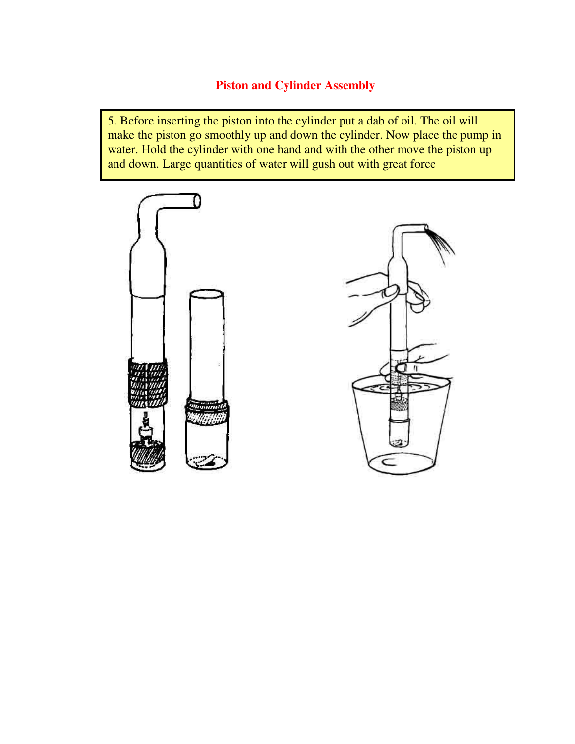## Piston and Cylinder Assembly

5. Before inserting the piston into the cylinder put a dab of oil. The oil will make the piston go smoothly up and down the cylinder. Now place the pump in water. Hold the cylinder with one hand and with the other move the piston up and down. Large quantities of water will gush out with great force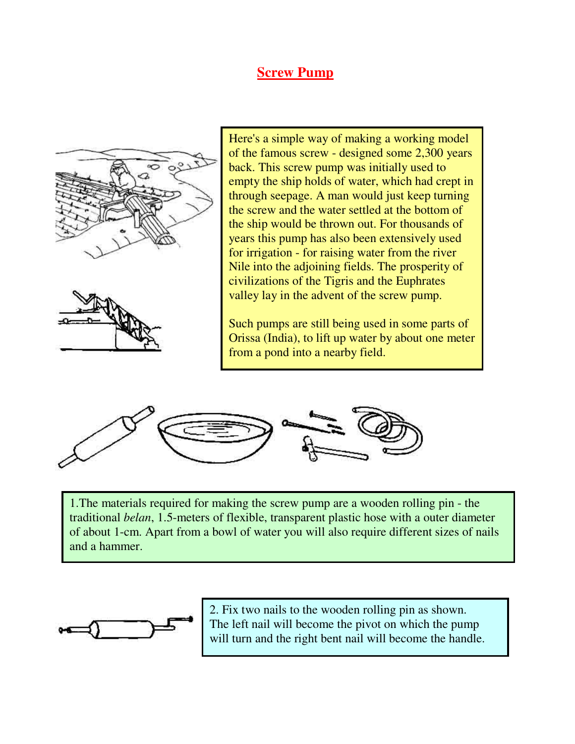# Screw Pump

Here's a simple way of making a working model of the famous screw - designed some 2,300 years back. This screw pump was initially used to empty the ship holds of water, which had crept in through seepage. A man would just keep turning the screw and the water settled at the bottom of the ship would be thrown out. For thousands of years this pump has also been extensively used for irrigation - for raising water from the river Nile into the adjoining fields. The prosperity of civilizations of the Tigris and the Euphrates valley lay in the advent of the screw pump.

Such pumps are still being used in some parts of Orissa (India), to lift up water by about one meter from a pond into a nearby field.

1.The materials required for making the screw pump are a wooden rolling pin - the traditional *belan*, 1.5-meters of flexible, transparent plastic hose with a outer diameter of about 1-cm. Apart from a bowl of water you will also require different sizes of nails and a hammer.

2. Fix two nails to the wooden rolling pin as shown. The left nail will become the pivot on which the pump will turn and the right bent nail will become the handle.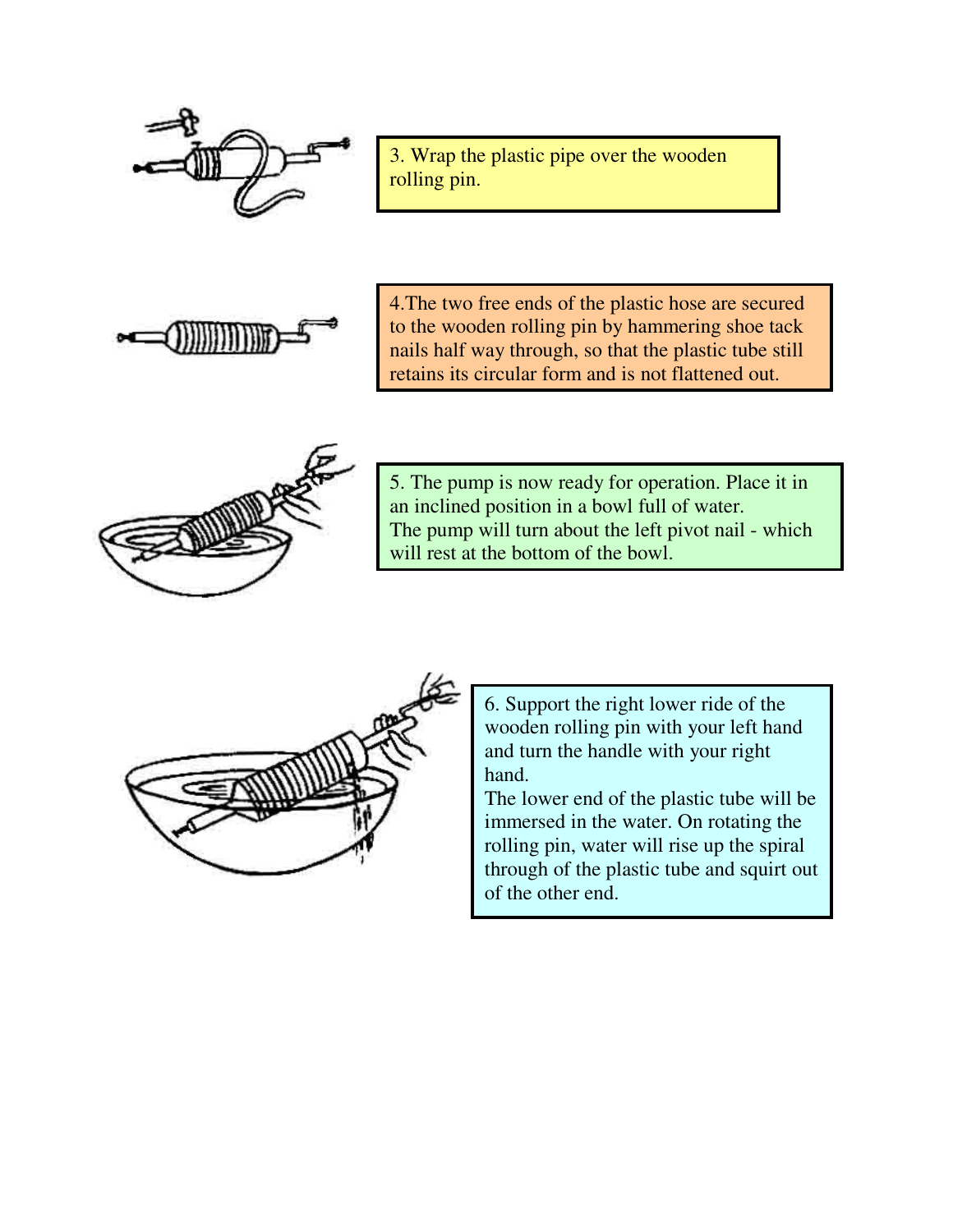3. Wrap the plastic pipe over the wooden rolling pin.

4.The two free ends of the plastic hose are secured to the wooden rolling pin by hammering shoe tack nails half way through, so that the plastic tube still retains its circular form and is not flattened out.

5. The pump is now ready for operation. Place it in an inclined position in a bowl full of water.
The pump will turn about the left pivot nail - which will rest at the bottom of the bowl.

6. Support the right lower ride of the wooden rolling pin with your left hand and turn the handle with your right hand.
The lower end of the plastic tube will be immersed in the water. On rotating the rolling pin, water will rise up the spiral through of the plastic tube and squirt out of the other end.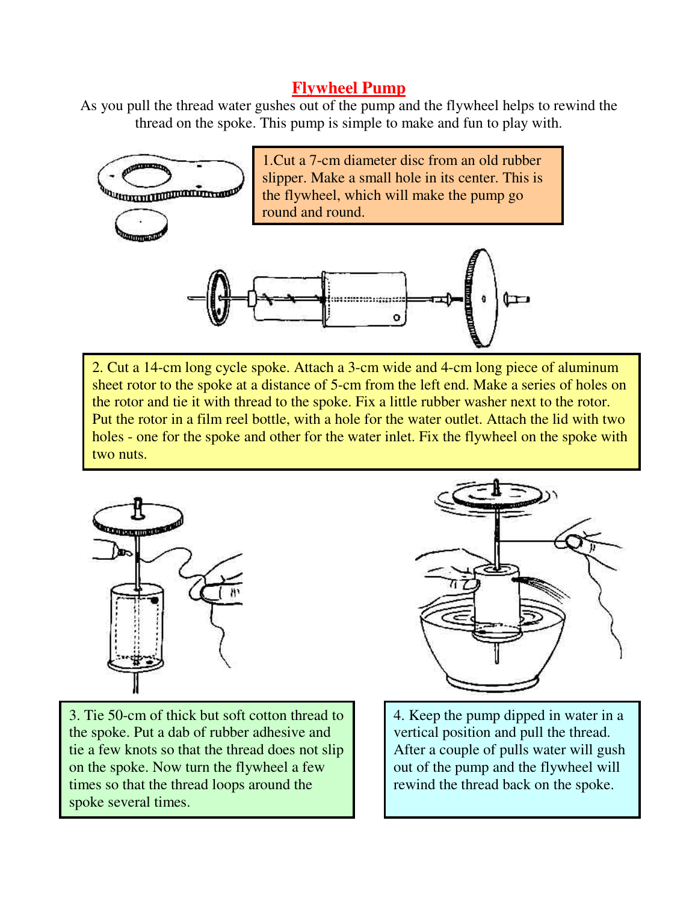# Flywheel Pump

As you pull the thread water gushes out of the pump and the flywheel helps to rewind the thread on the spoke. This pump is simple to make and fun to play with.

1.Cut a 7-cm diameter disc from an old rubber slipper. Make a small hole in its center. This is the flywheel, which will make the pump go round and round.

2. Cut a 14-cm long cycle spoke. Attach a 3-cm wide and 4-cm long piece of aluminum sheet rotor to the spoke at a distance of 5-cm from the left end. Make a series of holes on the rotor and tie it with thread to the spoke. Fix a little rubber washer next to the rotor. Put the rotor in a film reel bottle, with a hole for the water outlet. Attach the lid with two holes - one for the spoke and other for the water inlet. Fix the flywheel on the spoke with two nuts.

3. Tie 50-cm of thick but soft cotton thread to the spoke. Put a dab of rubber adhesive and tie a few knots so that the thread does not slip on the spoke. Now turn the flywheel a few times so that the thread loops around the spoke several times.

4. Keep the pump dipped in water in a vertical position and pull the thread. After a couple of pulls water will gush out of the pump and the flywheel will rewind the thread back on the spoke.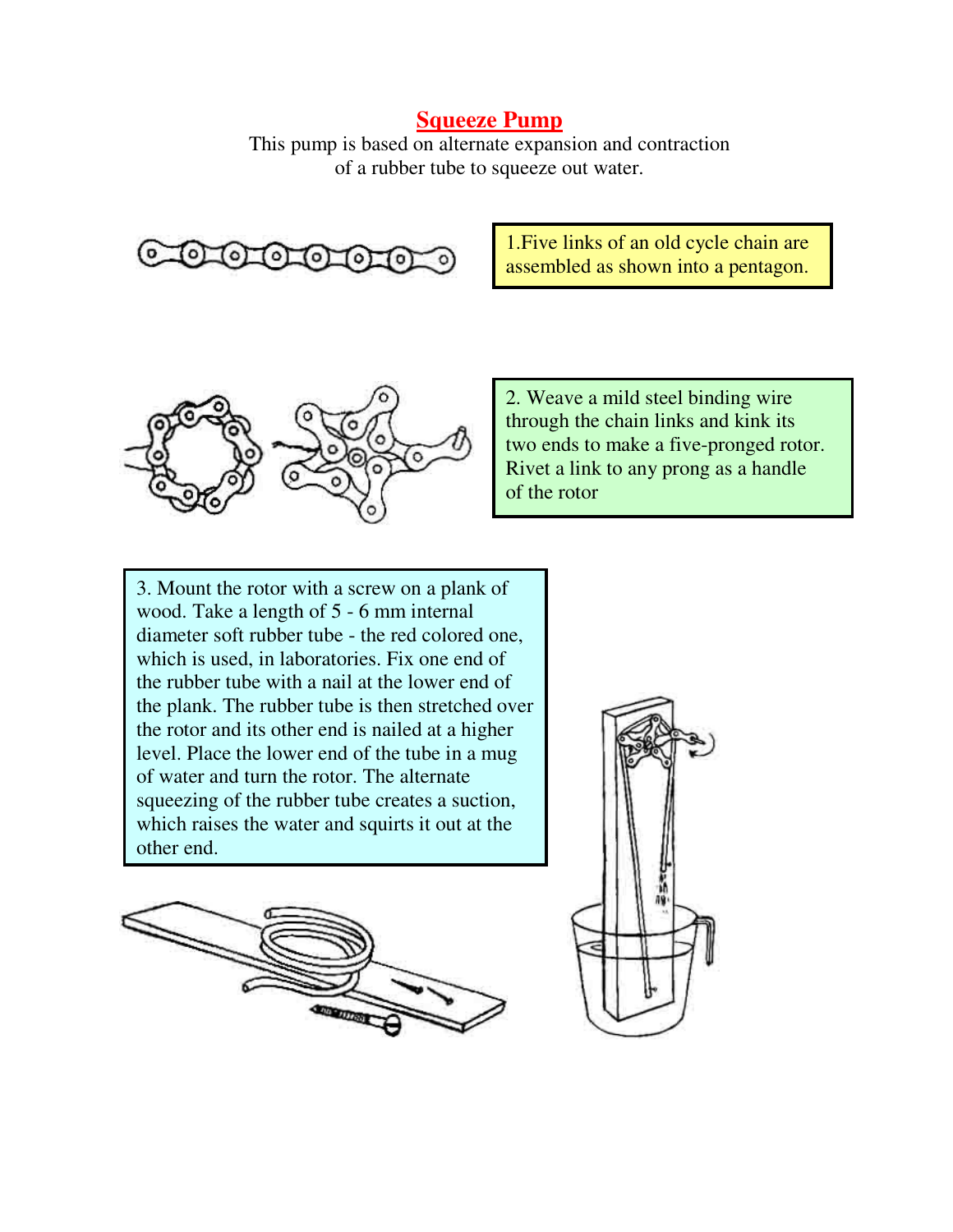# Squeeze Pump

This pump is based on alternate expansion and contraction of a rubber tube to squeeze out water.

1.Five links of an old cycle chain are assembled as shown into a pentagon.

2. Weave a mild steel binding wire through the chain links and kink its two ends to make a five-pronged rotor. Rivet a link to any prong as a handle of the rotor

3. Mount the rotor with a screw on a plank of wood. Take a length of 5 - 6 mm internal diameter soft rubber tube - the red colored one, which is used, in laboratories. Fix one end of the rubber tube with a nail at the lower end of the plank. The rubber tube is then stretched over the rotor and its other end is nailed at a higher level. Place the lower end of the tube in a mug of water and turn the rotor. The alternate squeezing of the rubber tube creates a suction, which raises the water and squirts it out at the other end.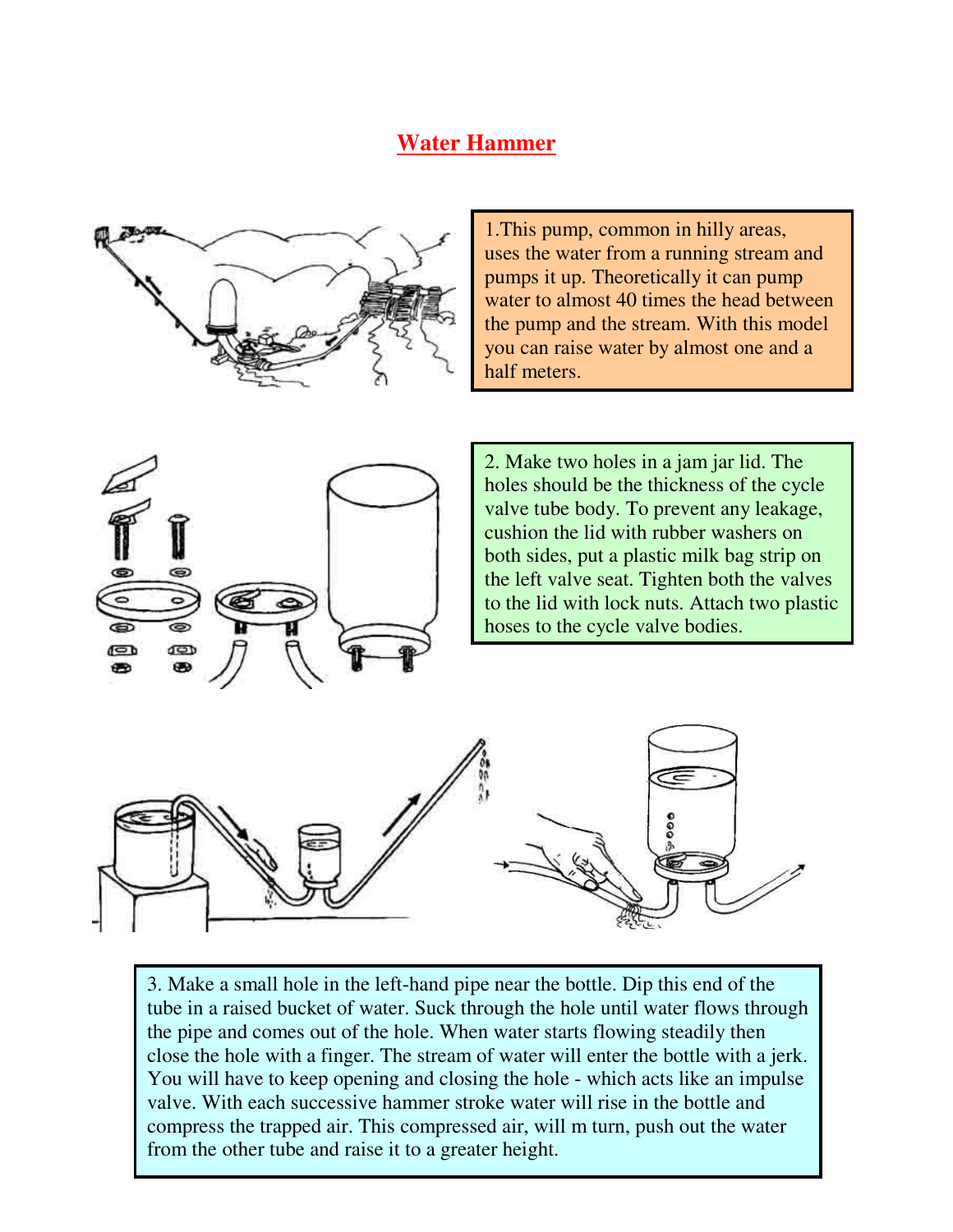# Water Hammer

1.This pump, common in hilly areas, uses the water from a running stream and pumps it up. Theoretically it can pump water to almost 40 times the head between the pump and the stream. With this model you can raise water by almost one and a half meters.

2. Make two holes in a jam jar lid. The holes should be the thickness of the cycle valve tube body. To prevent any leakage, cushion the lid with rubber washers on both sides, put a plastic milk bag strip on the left valve seat. Tighten both the valves to the lid with lock nuts. Attach two plastic hoses to the cycle valve bodies.

3. Make a small hole in the left-hand pipe near the bottle. Dip this end of the tube in a raised bucket of water. Suck through the hole until water flows through the pipe and comes out of the hole. When water starts flowing steadily then close the hole with a finger. The stream of water will enter the bottle with a jerk. You will have to keep opening and closing the hole - which acts like an impulse valve. With each successive hammer stroke water will rise in the bottle and compress the trapped air. This compressed air, will m turn, push out the water from the other tube and raise it to a greater height.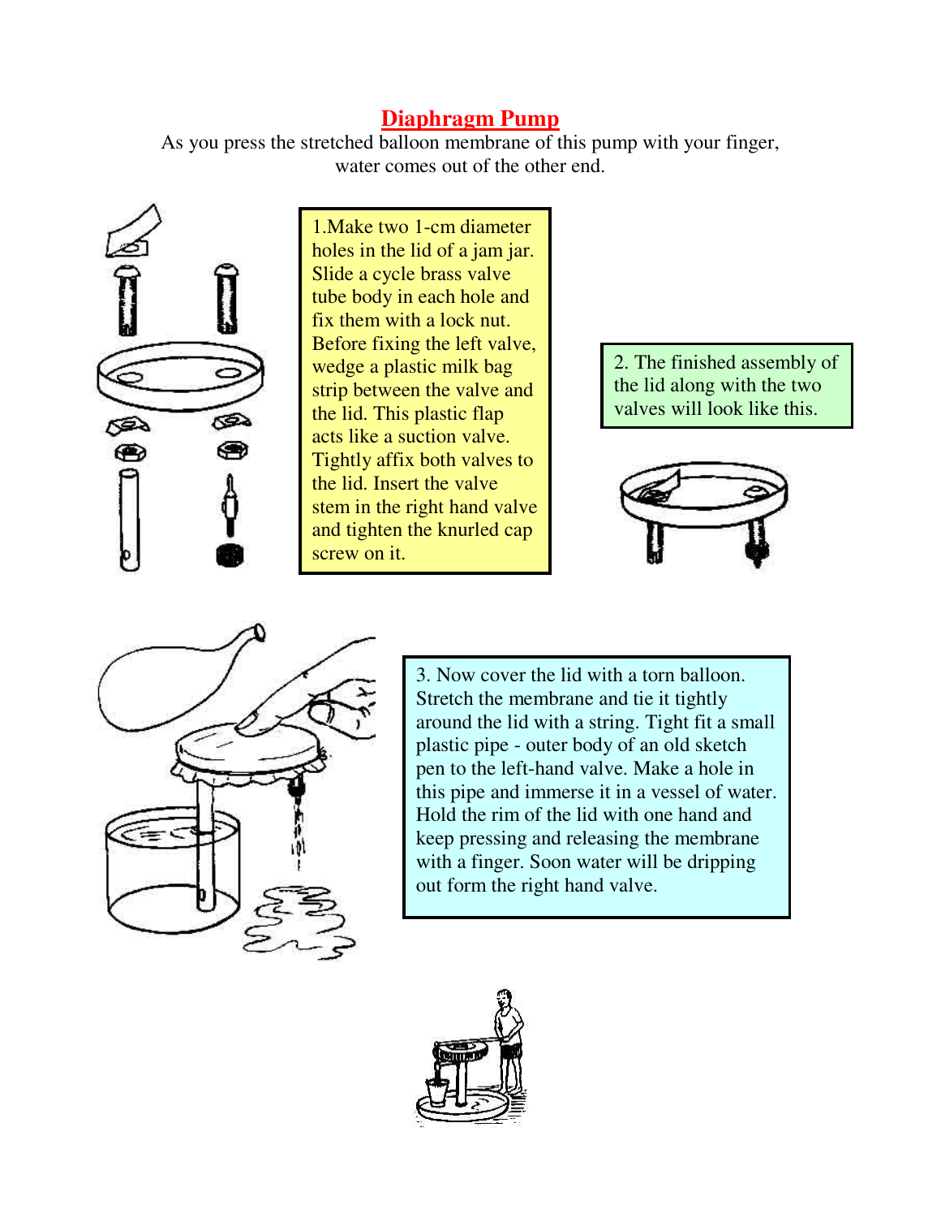# Diaphragm Pump

As you press the stretched balloon membrane of this pump with your finger, water comes out of the other end.

1.Make two 1-cm diameter holes in the lid of a jam jar. Slide a cycle brass valve tube body in each hole and fix them with a lock nut. Before fixing the left valve, wedge a plastic milk bag strip between the valve and the lid. This plastic flap acts like a suction valve. Tightly affix both valves to the lid. Insert the valve stem in the right hand valve and tighten the knurled cap screw on it.

2. The finished assembly of the lid along with the two valves will look like this.

3. Now cover the lid with a torn balloon. Stretch the membrane and tie it tightly around the lid with a string. Tight fit a small plastic pipe - outer body of an old sketch pen to the left-hand valve. Make a hole in this pipe and immerse it in a vessel of water. Hold the rim of the lid with one hand and keep pressing and releasing the membrane with a finger. Soon water will be dripping out form the right hand valve.